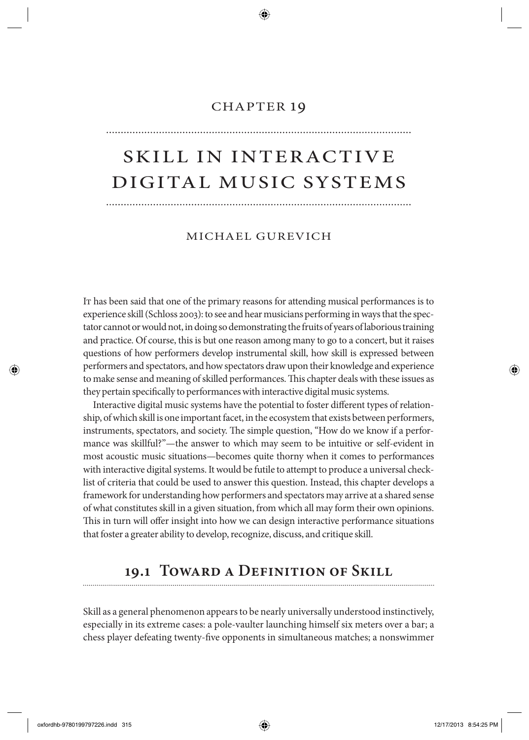# Chapter 19

# Skill in Interactive Digital Music Systems

### Michael Gurevich

It has been said that one of the primary reasons for attending musical performances is to experience skill (Schloss 2003): to see and hear musicians performing in ways that the spectator cannot or would not, in doing so demonstrating the fruits of years of laborious training and practice. Of course, this is but one reason among many to go to a concert, but it raises questions of how performers develop instrumental skill, how skill is expressed between performers and spectators, and how spectators draw upon their knowledge and experience to make sense and meaning of skilled performances. This chapter deals with these issues as they pertain specifically to performances with interactive digital music systems.

Interactive digital music systems have the potential to foster different types of relationship, of which skill is one important facet, in the ecosystem that exists between performers, instruments, spectators, and society. The simple question, "How do we know if a performance was skillful?"—the answer to which may seem to be intuitive or self-evident in most acoustic music situations—becomes quite thorny when it comes to performances with interactive digital systems. It would be futile to attempt to produce a universal checklist of criteria that could be used to answer this question. Instead, this chapter develops a framework for understanding how performers and spectators may arrive at a shared sense of what constitutes skill in a given situation, from which all may form their own opinions. This in turn will offer insight into how we can design interactive performance situations that foster a greater ability to develop, recognize, discuss, and critique skill.

## 19.1 Toward a Definition of Skill

Skill as a general phenomenon appears to be nearly universally understood instinctively, especially in its extreme cases: a pole-vaulter launching himself six meters over a bar; a chess player defeating twenty-five opponents in simultaneous matches; a nonswimmer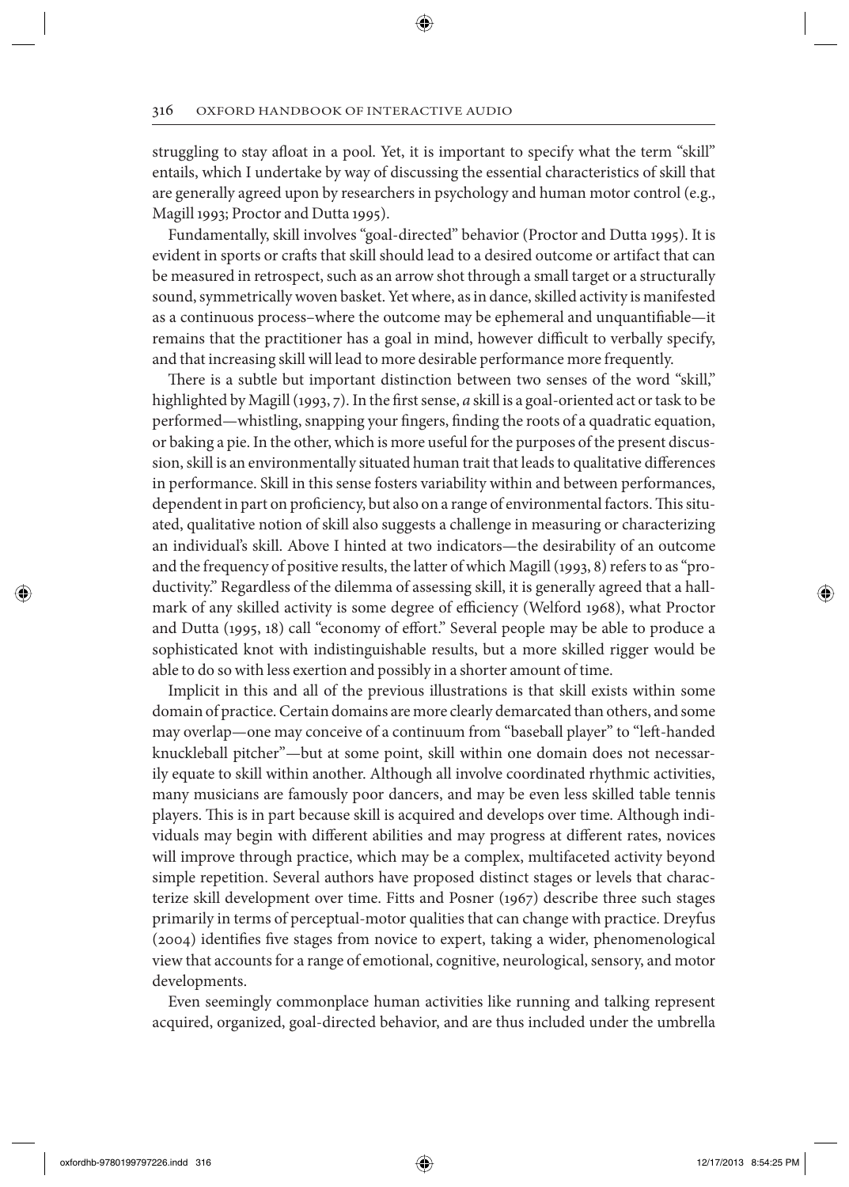struggling to stay afloat in a pool. Yet, it is important to specify what the term "skill" entails, which I undertake by way of discussing the essential characteristics of skill that are generally agreed upon by researchers in psychology and human motor control (e.g., Magill 1993; Proctor and Dutta 1995).

Fundamentally, skill involves "goal-directed" behavior (Proctor and Dutta 1995). It is evident in sports or crafts that skill should lead to a desired outcome or artifact that can be measured in retrospect, such as an arrow shot through a small target or a structurally sound, symmetrically woven basket. Yet where, as in dance, skilled activity is manifested as a continuous process–where the outcome may be ephemeral and unquantifiable—it remains that the practitioner has a goal in mind, however difficult to verbally specify, and that increasing skill will lead to more desirable performance more frequently.

There is a subtle but important distinction between two senses of the word "skill," highlighted by Magill (1993, 7). In the first sense, *a* skill is a goal-oriented act or task to be performed—whistling, snapping your fingers, finding the roots of a quadratic equation, or baking a pie. In the other, which is more useful for the purposes of the present discussion, skill is an environmentally situated human trait that leads to qualitative differences in performance. Skill in this sense fosters variability within and between performances, dependent in part on proficiency, but also on a range of environmental factors. This situated, qualitative notion of skill also suggests a challenge in measuring or characterizing an individual's skill. Above I hinted at two indicators—the desirability of an outcome and the frequency of positive results, the latter of which Magill (1993, 8) refers to as "productivity." Regardless of the dilemma of assessing skill, it is generally agreed that a hallmark of any skilled activity is some degree of efficiency (Welford 1968), what Proctor and Dutta (1995, 18) call "economy of effort." Several people may be able to produce a sophisticated knot with indistinguishable results, but a more skilled rigger would be able to do so with less exertion and possibly in a shorter amount of time.

Implicit in this and all of the previous illustrations is that skill exists within some domain of practice. Certain domains are more clearly demarcated than others, and some may overlap—one may conceive of a continuum from "baseball player" to "left-handed knuckleball pitcher"—but at some point, skill within one domain does not necessarily equate to skill within another. Although all involve coordinated rhythmic activities, many musicians are famously poor dancers, and may be even less skilled table tennis players. This is in part because skill is acquired and develops over time. Although individuals may begin with different abilities and may progress at different rates, novices will improve through practice, which may be a complex, multifaceted activity beyond simple repetition. Several authors have proposed distinct stages or levels that characterize skill development over time. Fitts and Posner (1967) describe three such stages primarily in terms of perceptual-motor qualities that can change with practice. Dreyfus (2004) identifies five stages from novice to expert, taking a wider, phenomenological view that accounts for a range of emotional, cognitive, neurological, sensory, and motor developments.

Even seemingly commonplace human activities like running and talking represent acquired, organized, goal-directed behavior, and are thus included under the umbrella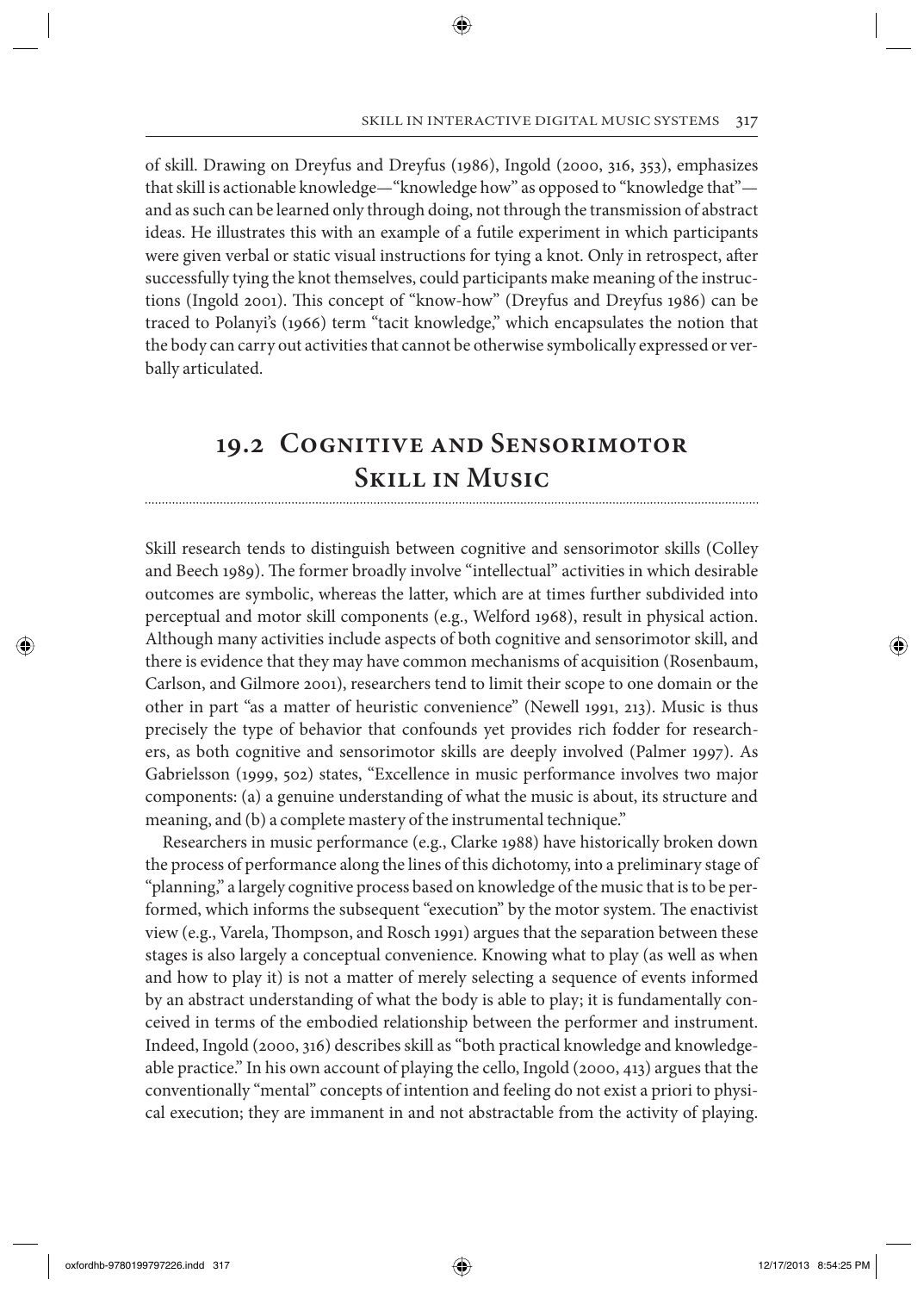of skill. Drawing on Dreyfus and Dreyfus (1986), Ingold (2000, 316, 353), emphasizes that skill is actionable knowledge—"knowledge how" as opposed to "knowledge that"—and as such can be learned only through doing, not through the transmission of abstract ideas. He illustrates this with an example of a futile experiment in which participants were given verbal or static visual instructions for tying a knot. Only in retrospect, after successfully tying the knot themselves, could participants make meaning of the instructions (Ingold 2001). This concept of "know-how" (Dreyfus and Dreyfus 1986) can be traced to Polanyi's (1966) term "tacit knowledge," which encapsulates the notion that the body can carry out activities that cannot be otherwise symbolically expressed or verbally articulated.

## 19.2 Cognitive and Sensorimotor Skill in Music

Skill research tends to distinguish between cognitive and sensorimotor skills (Colley and Beech 1989). The former broadly involve "intellectual" activities in which desirable outcomes are symbolic, whereas the latter, which are at times further subdivided into perceptual and motor skill components (e.g., Welford 1968), result in physical action. Although many activities include aspects of both cognitive and sensorimotor skill, and there is evidence that they may have common mechanisms of acquisition (Rosenbaum, Carlson, and Gilmore 2001), researchers tend to limit their scope to one domain or the other in part "as a matter of heuristic convenience" (Newell 1991, 213). Music is thus precisely the type of behavior that confounds yet provides rich fodder for researchers, as both cognitive and sensorimotor skills are deeply involved (Palmer 1997). As Gabrielsson (1999, 502) states, "Excellence in music performance involves two major components: (a) a genuine understanding of what the music is about, its structure and meaning, and (b) a complete mastery of the instrumental technique."

Researchers in music performance (e.g., Clarke 1988) have historically broken down the process of performance along the lines of this dichotomy, into a preliminary stage of "planning," a largely cognitive process based on knowledge of the music that is to be performed, which informs the subsequent "execution" by the motor system. The enactivist view (e.g., Varela, Thompson, and Rosch 1991) argues that the separation between these stages is also largely a conceptual convenience. Knowing what to play (as well as when and how to play it) is not a matter of merely selecting a sequence of events informed by an abstract understanding of what the body is able to play; it is fundamentally conceived in terms of the embodied relationship between the performer and instrument. Indeed, Ingold (2000, 316) describes skill as "both practical knowledge and knowledgeable practice." In his own account of playing the cello, Ingold (2000, 413) argues that the conventionally "mental" concepts of intention and feeling do not exist a priori to physical execution; they are immanent in and not abstractable from the activity of playing.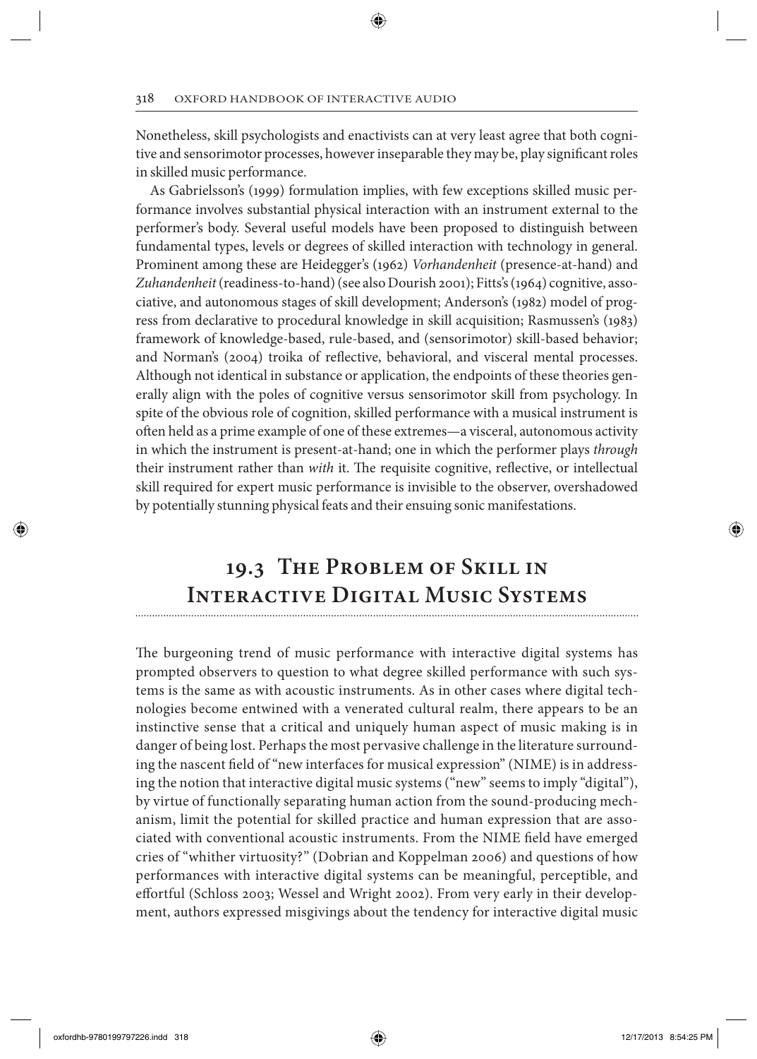Nonetheless, skill psychologists and enactivists can at very least agree that both cognitive and sensorimotor processes, however inseparable they may be, play significant roles in skilled music performance.

As Gabrielsson's (1999) formulation implies, with few exceptions skilled music performance involves substantial physical interaction with an instrument external to the performer's body. Several useful models have been proposed to distinguish between fundamental types, levels or degrees of skilled interaction with technology in general. Prominent among these are Heidegger's (1962) *Vorhandenheit* (presence-at-hand) and *Zuhandenheit* (readiness-to-hand) (see also Dourish 2001); Fitts's (1964) cognitive, associative, and autonomous stages of skill development; Anderson's (1982) model of progress from declarative to procedural knowledge in skill acquisition; Rasmussen's (1983) framework of knowledge-based, rule-based, and (sensorimotor) skill-based behavior; and Norman's (2004) troika of reflective, behavioral, and visceral mental processes. Although not identical in substance or application, the endpoints of these theories generally align with the poles of cognitive versus sensorimotor skill from psychology. In spite of the obvious role of cognition, skilled performance with a musical instrument is often held as a prime example of one of these extremes—a visceral, autonomous activity in which the instrument is present-at-hand; one in which the performer plays *through* their instrument rather than *with* it. The requisite cognitive, reflective, or intellectual skill required for expert music performance is invisible to the observer, overshadowed by potentially stunning physical feats and their ensuing sonic manifestations.

## 19.3 The Problem of Skill in Interactive Digital Music Systems

The burgeoning trend of music performance with interactive digital systems has prompted observers to question to what degree skilled performance with such systems is the same as with acoustic instruments. As in other cases where digital technologies become entwined with a venerated cultural realm, there appears to be an instinctive sense that a critical and uniquely human aspect of music making is in danger of being lost. Perhaps the most pervasive challenge in the literature surrounding the nascent field of "new interfaces for musical expression" (NIME) is in addressing the notion that interactive digital music systems ("new" seems to imply "digital"), by virtue of functionally separating human action from the sound-producing mechanism, limit the potential for skilled practice and human expression that are associated with conventional acoustic instruments. From the NIME field have emerged cries of "whither virtuosity?" (Dobrian and Koppelman 2006) and questions of how performances with interactive digital systems can be meaningful, perceptible, and effortful (Schloss 2003; Wessel and Wright 2002). From very early in their development, authors expressed misgivings about the tendency for interactive digital music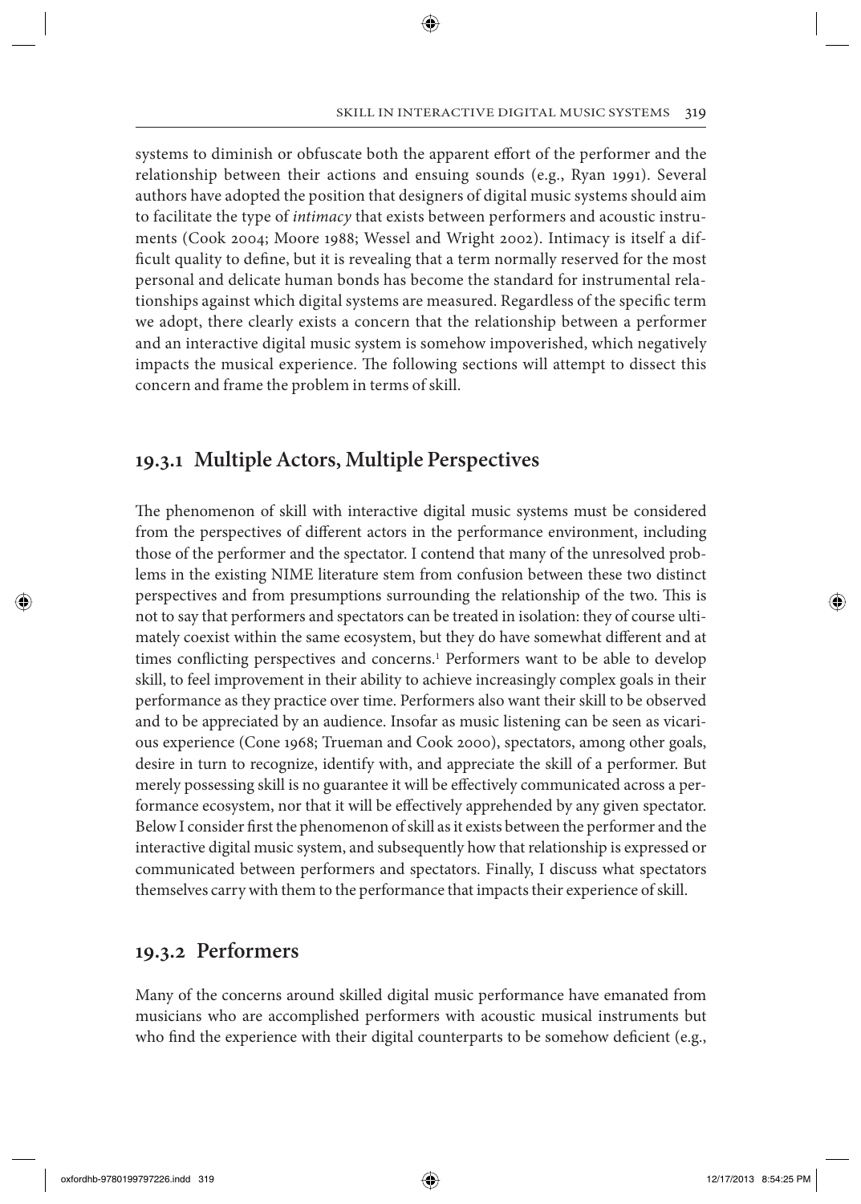systems to diminish or obfuscate both the apparent effort of the performer and the relationship between their actions and ensuing sounds (e.g., Ryan 1991). Several authors have adopted the position that designers of digital music systems should aim to facilitate the type of *intimacy* that exists between performers and acoustic instruments (Cook 2004; Moore 1988; Wessel and Wright 2002). Intimacy is itself a difficult quality to define, but it is revealing that a term normally reserved for the most personal and delicate human bonds has become the standard for instrumental relationships against which digital systems are measured. Regardless of the specific term we adopt, there clearly exists a concern that the relationship between a performer and an interactive digital music system is somehow impoverished, which negatively impacts the musical experience. The following sections will attempt to dissect this concern and frame the problem in terms of skill.

## 19.3.1 Multiple Actors, Multiple Perspectives

The phenomenon of skill with interactive digital music systems must be considered from the perspectives of different actors in the performance environment, including those of the performer and the spectator. I contend that many of the unresolved problems in the existing NIME literature stem from confusion between these two distinct perspectives and from presumptions surrounding the relationship of the two. This is not to say that performers and spectators can be treated in isolation: they of course ultimately coexist within the same ecosystem, but they do have somewhat different and at times conflicting perspectives and concerns.[1] Performers want to be able to develop skill, to feel improvement in their ability to achieve increasingly complex goals in their performance as they practice over time. Performers also want their skill to be observed and to be appreciated by an audience. Insofar as music listening can be seen as vicarious experience (Cone 1968; Trueman and Cook 2000), spectators, among other goals, desire in turn to recognize, identify with, and appreciate the skill of a performer. But merely possessing skill is no guarantee it will be effectively communicated across a performance ecosystem, nor that it will be effectively apprehended by any given spectator. Below I consider first the phenomenon of skill as it exists between the performer and the interactive digital music system, and subsequently how that relationship is expressed or communicated between performers and spectators. Finally, I discuss what spectators themselves carry with them to the performance that impacts their experience of skill.

## 19.3.2 Performers

Many of the concerns around skilled digital music performance have emanated from musicians who are accomplished performers with acoustic musical instruments but who find the experience with their digital counterparts to be somehow deficient (e.g.,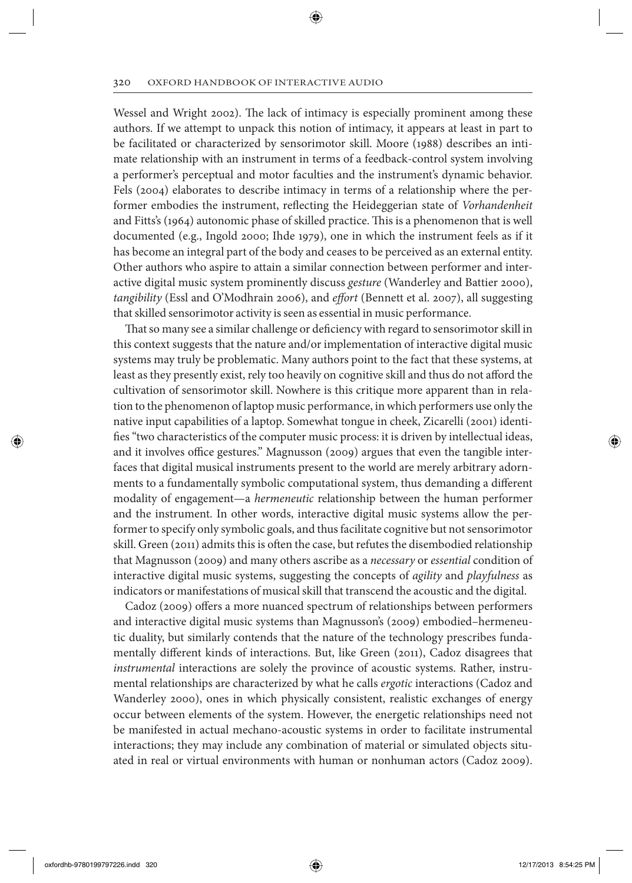Wessel and Wright 2002). The lack of intimacy is especially prominent among these authors. If we attempt to unpack this notion of intimacy, it appears at least in part to be facilitated or characterized by sensorimotor skill. Moore (1988) describes an intimate relationship with an instrument in terms of a feedback-control system involving a performer's perceptual and motor faculties and the instrument's dynamic behavior. Fels (2004) elaborates to describe intimacy in terms of a relationship where the performer embodies the instrument, reflecting the Heideggerian state of *Vorhandenheit* and Fitts's (1964) autonomic phase of skilled practice. This is a phenomenon that is well documented (e.g., Ingold 2000; Ihde 1979), one in which the instrument feels as if it has become an integral part of the body and ceases to be perceived as an external entity. Other authors who aspire to attain a similar connection between performer and interactive digital music system prominently discuss *gesture* (Wanderley and Battier 2000), *tangibility* (Essl and O'Modhrain 2006), and *effort* (Bennett et al. 2007), all suggesting that skilled sensorimotor activity is seen as essential in music performance.

That so many see a similar challenge or deficiency with regard to sensorimotor skill in this context suggests that the nature and/or implementation of interactive digital music systems may truly be problematic. Many authors point to the fact that these systems, at least as they presently exist, rely too heavily on cognitive skill and thus do not afford the cultivation of sensorimotor skill. Nowhere is this critique more apparent than in relation to the phenomenon of laptop music performance, in which performers use only the native input capabilities of a laptop. Somewhat tongue in cheek, Zicarelli (2001) identifies "two characteristics of the computer music process: it is driven by intellectual ideas, and it involves office gestures." Magnusson (2009) argues that even the tangible interfaces that digital musical instruments present to the world are merely arbitrary adornments to a fundamentally symbolic computational system, thus demanding a different modality of engagement—a *hermeneutic* relationship between the human performer and the instrument. In other words, interactive digital music systems allow the performer to specify only symbolic goals, and thus facilitate cognitive but not sensorimotor skill. Green (2011) admits this is often the case, but refutes the disembodied relationship that Magnusson (2009) and many others ascribe as a *necessary* or *essential* condition of interactive digital music systems, suggesting the concepts of *agility* and *playfulness* as indicators or manifestations of musical skill that transcend the acoustic and the digital.

Cadoz (2009) offers a more nuanced spectrum of relationships between performers and interactive digital music systems than Magnusson's (2009) embodied–hermeneutic duality, but similarly contends that the nature of the technology prescribes fundamentally different kinds of interactions. But, like Green (2011), Cadoz disagrees that *instrumental* interactions are solely the province of acoustic systems. Rather, instrumental relationships are characterized by what he calls *ergotic* interactions (Cadoz and Wanderley 2000), ones in which physically consistent, realistic exchanges of energy occur between elements of the system. However, the energetic relationships need not be manifested in actual mechano-acoustic systems in order to facilitate instrumental interactions; they may include any combination of material or simulated objects situated in real or virtual environments with human or nonhuman actors (Cadoz 2009).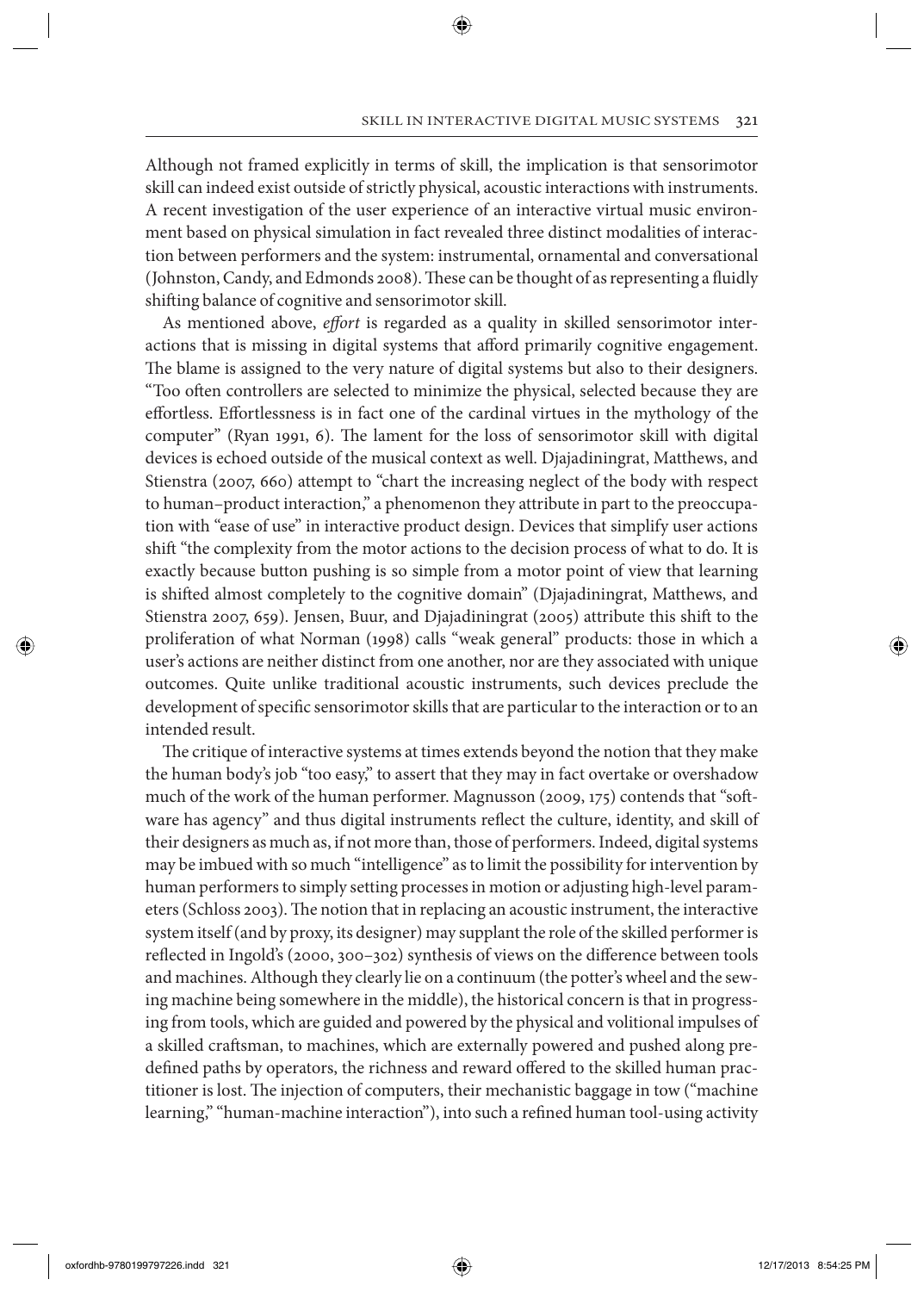Although not framed explicitly in terms of skill, the implication is that sensorimotor skill can indeed exist outside of strictly physical, acoustic interactions with instruments. A recent investigation of the user experience of an interactive virtual music environment based on physical simulation in fact revealed three distinct modalities of interaction between performers and the system: instrumental, ornamental and conversational (Johnston, Candy, and Edmonds 2008). These can be thought of as representing a fluidly shifting balance of cognitive and sensorimotor skill.

As mentioned above, *effort* is regarded as a quality in skilled sensorimotor interactions that is missing in digital systems that afford primarily cognitive engagement. The blame is assigned to the very nature of digital systems but also to their designers. "Too often controllers are selected to minimize the physical, selected because they are effortless. Effortlessness is in fact one of the cardinal virtues in the mythology of the computer" (Ryan 1991, 6). The lament for the loss of sensorimotor skill with digital devices is echoed outside of the musical context as well. Djajadiningrat, Matthews, and Stienstra (2007, 660) attempt to "chart the increasing neglect of the body with respect to human–product interaction," a phenomenon they attribute in part to the preoccupation with "ease of use" in interactive product design. Devices that simplify user actions shift "the complexity from the motor actions to the decision process of what to do. It is exactly because button pushing is so simple from a motor point of view that learning is shifted almost completely to the cognitive domain" (Djajadiningrat, Matthews, and Stienstra 2007, 659). Jensen, Buur, and Djajadiningrat (2005) attribute this shift to the proliferation of what Norman (1998) calls "weak general" products: those in which a user's actions are neither distinct from one another, nor are they associated with unique outcomes. Quite unlike traditional acoustic instruments, such devices preclude the development of specific sensorimotor skills that are particular to the interaction or to an intended result.

The critique of interactive systems at times extends beyond the notion that they make the human body's job "too easy," to assert that they may in fact overtake or overshadow much of the work of the human performer. Magnusson (2009, 175) contends that "software has agency" and thus digital instruments reflect the culture, identity, and skill of their designers as much as, if not more than, those of performers. Indeed, digital systems may be imbued with so much "intelligence" as to limit the possibility for intervention by human performers to simply setting processes in motion or adjusting high-level parameters (Schloss 2003). The notion that in replacing an acoustic instrument, the interactive system itself (and by proxy, its designer) may supplant the role of the skilled performer is reflected in Ingold's (2000, 300–302) synthesis of views on the difference between tools and machines. Although they clearly lie on a continuum (the potter's wheel and the sewing machine being somewhere in the middle), the historical concern is that in progressing from tools, which are guided and powered by the physical and volitional impulses of a skilled craftsman, to machines, which are externally powered and pushed along predefined paths by operators, the richness and reward offered to the skilled human practitioner is lost. The injection of computers, their mechanistic baggage in tow ("machine learning," "human-machine interaction"), into such a refined human tool-using activity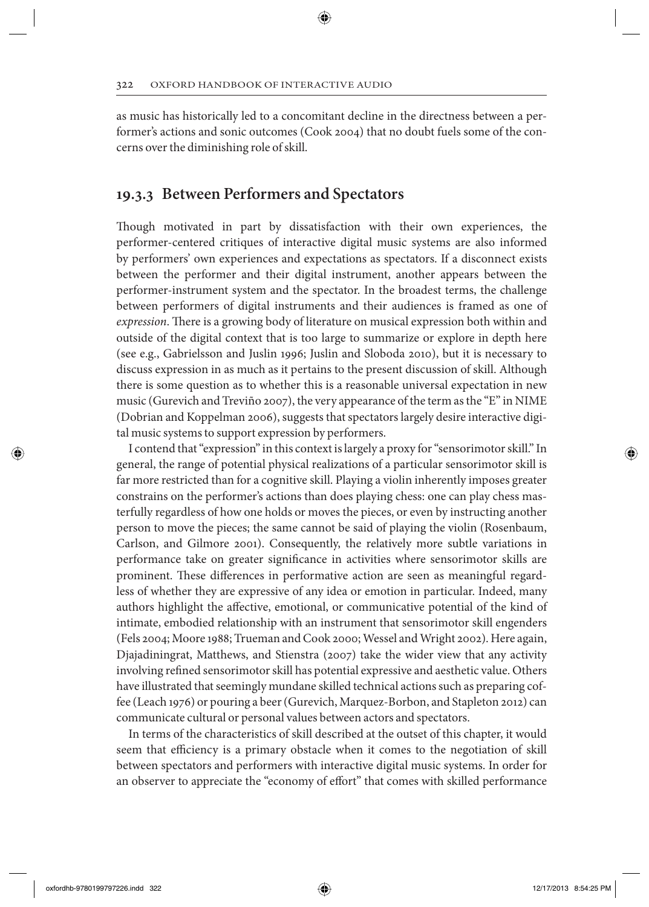as music has historically led to a concomitant decline in the directness between a performer's actions and sonic outcomes (Cook 2004) that no doubt fuels some of the concerns over the diminishing role of skill.

### 19.3.3 Between Performers and Spectators

Though motivated in part by dissatisfaction with their own experiences, the performer-centered critiques of interactive digital music systems are also informed by performers' own experiences and expectations as spectators. If a disconnect exists between the performer and their digital instrument, another appears between the performer-instrument system and the spectator. In the broadest terms, the challenge between performers of digital instruments and their audiences is framed as one of *expression*. There is a growing body of literature on musical expression both within and outside of the digital context that is too large to summarize or explore in depth here (see e.g., Gabrielsson and Juslin 1996; Juslin and Sloboda 2010), but it is necessary to discuss expression in as much as it pertains to the present discussion of skill. Although there is some question as to whether this is a reasonable universal expectation in new music (Gurevich and Treviño 2007), the very appearance of the term as the "E" in NIME (Dobrian and Koppelman 2006), suggests that spectators largely desire interactive digital music systems to support expression by performers.

I contend that "expression" in this context is largely a proxy for "sensorimotor skill." In general, the range of potential physical realizations of a particular sensorimotor skill is far more restricted than for a cognitive skill. Playing a violin inherently imposes greater constrains on the performer's actions than does playing chess: one can play chess masterfully regardless of how one holds or moves the pieces, or even by instructing another person to move the pieces; the same cannot be said of playing the violin (Rosenbaum, Carlson, and Gilmore 2001). Consequently, the relatively more subtle variations in performance take on greater significance in activities where sensorimotor skills are prominent. These differences in performative action are seen as meaningful regardless of whether they are expressive of any idea or emotion in particular. Indeed, many authors highlight the affective, emotional, or communicative potential of the kind of intimate, embodied relationship with an instrument that sensorimotor skill engenders (Fels 2004; Moore 1988; Trueman and Cook 2000; Wessel and Wright 2002). Here again, Djajadiningrat, Matthews, and Stienstra (2007) take the wider view that any activity involving refined sensorimotor skill has potential expressive and aesthetic value. Others have illustrated that seemingly mundane skilled technical actions such as preparing coffee (Leach 1976) or pouring a beer (Gurevich, Marquez-Borbon, and Stapleton 2012) can communicate cultural or personal values between actors and spectators.

In terms of the characteristics of skill described at the outset of this chapter, it would seem that efficiency is a primary obstacle when it comes to the negotiation of skill between spectators and performers with interactive digital music systems. In order for an observer to appreciate the "economy of effort" that comes with skilled performance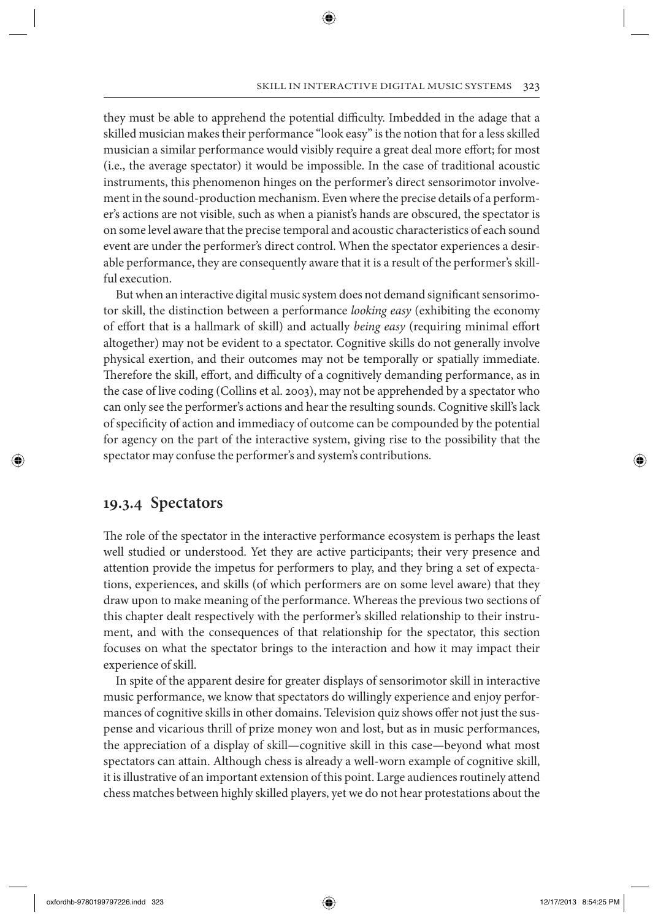they must be able to apprehend the potential difficulty. Imbedded in the adage that a skilled musician makes their performance "look easy" is the notion that for a less skilled musician a similar performance would visibly require a great deal more effort; for most (i.e., the average spectator) it would be impossible. In the case of traditional acoustic instruments, this phenomenon hinges on the performer's direct sensorimotor involvement in the sound-production mechanism. Even where the precise details of a performer's actions are not visible, such as when a pianist's hands are obscured, the spectator is on some level aware that the precise temporal and acoustic characteristics of each sound event are under the performer's direct control. When the spectator experiences a desirable performance, they are consequently aware that it is a result of the performer's skillful execution.

But when an interactive digital music system does not demand significant sensorimotor skill, the distinction between a performance *looking easy* (exhibiting the economy of effort that is a hallmark of skill) and actually *being easy* (requiring minimal effort altogether) may not be evident to a spectator. Cognitive skills do not generally involve physical exertion, and their outcomes may not be temporally or spatially immediate. Therefore the skill, effort, and difficulty of a cognitively demanding performance, as in the case of live coding (Collins et al. 2003), may not be apprehended by a spectator who can only see the performer's actions and hear the resulting sounds. Cognitive skill's lack of specificity of action and immediacy of outcome can be compounded by the potential for agency on the part of the interactive system, giving rise to the possibility that the spectator may confuse the performer's and system's contributions.

## 19.3.4 Spectators

The role of the spectator in the interactive performance ecosystem is perhaps the least well studied or understood. Yet they are active participants; their very presence and attention provide the impetus for performers to play, and they bring a set of expectations, experiences, and skills (of which performers are on some level aware) that they draw upon to make meaning of the performance. Whereas the previous two sections of this chapter dealt respectively with the performer's skilled relationship to their instrument, and with the consequences of that relationship for the spectator, this section focuses on what the spectator brings to the interaction and how it may impact their experience of skill.

In spite of the apparent desire for greater displays of sensorimotor skill in interactive music performance, we know that spectators do willingly experience and enjoy performances of cognitive skills in other domains. Television quiz shows offer not just the suspense and vicarious thrill of prize money won and lost, but as in music performances, the appreciation of a display of skill—cognitive skill in this case—beyond what most spectators can attain. Although chess is already a well-worn example of cognitive skill, it is illustrative of an important extension of this point. Large audiences routinely attend chess matches between highly skilled players, yet we do not hear protestations about the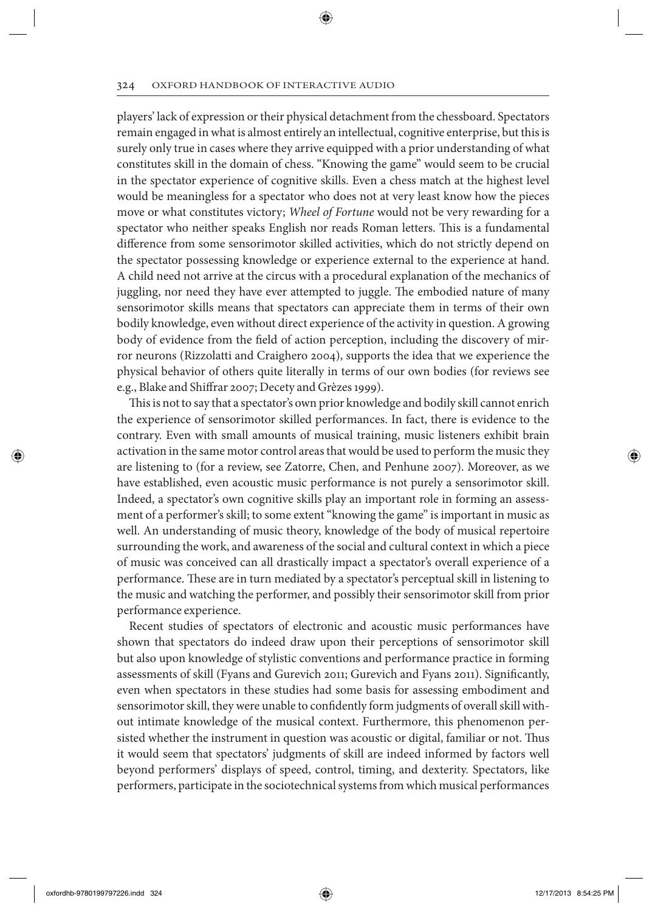players' lack of expression or their physical detachment from the chessboard. Spectators remain engaged in what is almost entirely an intellectual, cognitive enterprise, but this is surely only true in cases where they arrive equipped with a prior understanding of what constitutes skill in the domain of chess. "Knowing the game" would seem to be crucial in the spectator experience of cognitive skills. Even a chess match at the highest level would be meaningless for a spectator who does not at very least know how the pieces move or what constitutes victory; *Wheel of Fortune* would not be very rewarding for a spectator who neither speaks English nor reads Roman letters. This is a fundamental difference from some sensorimotor skilled activities, which do not strictly depend on the spectator possessing knowledge or experience external to the experience at hand. A child need not arrive at the circus with a procedural explanation of the mechanics of juggling, nor need they have ever attempted to juggle. The embodied nature of many sensorimotor skills means that spectators can appreciate them in terms of their own bodily knowledge, even without direct experience of the activity in question. A growing body of evidence from the field of action perception, including the discovery of mirror neurons (Rizzolatti and Craighero 2004), supports the idea that we experience the physical behavior of others quite literally in terms of our own bodies (for reviews see e.g., Blake and Shiffrar 2007; Decety and Grèzes 1999).

This is not to say that a spectator's own prior knowledge and bodily skill cannot enrich the experience of sensorimotor skilled performances. In fact, there is evidence to the contrary. Even with small amounts of musical training, music listeners exhibit brain activation in the same motor control areas that would be used to perform the music they are listening to (for a review, see Zatorre, Chen, and Penhune 2007). Moreover, as we have established, even acoustic music performance is not purely a sensorimotor skill. Indeed, a spectator's own cognitive skills play an important role in forming an assessment of a performer's skill; to some extent "knowing the game" is important in music as well. An understanding of music theory, knowledge of the body of musical repertoire surrounding the work, and awareness of the social and cultural context in which a piece of music was conceived can all drastically impact a spectator's overall experience of a performance. These are in turn mediated by a spectator's perceptual skill in listening to the music and watching the performer, and possibly their sensorimotor skill from prior performance experience.

Recent studies of spectators of electronic and acoustic music performances have shown that spectators do indeed draw upon their perceptions of sensorimotor skill but also upon knowledge of stylistic conventions and performance practice in forming assessments of skill (Fyans and Gurevich 2011; Gurevich and Fyans 2011). Significantly, even when spectators in these studies had some basis for assessing embodiment and sensorimotor skill, they were unable to confidently form judgments of overall skill without intimate knowledge of the musical context. Furthermore, this phenomenon persisted whether the instrument in question was acoustic or digital, familiar or not. Thus it would seem that spectators' judgments of skill are indeed informed by factors well beyond performers' displays of speed, control, timing, and dexterity. Spectators, like performers, participate in the sociotechnical systems from which musical performances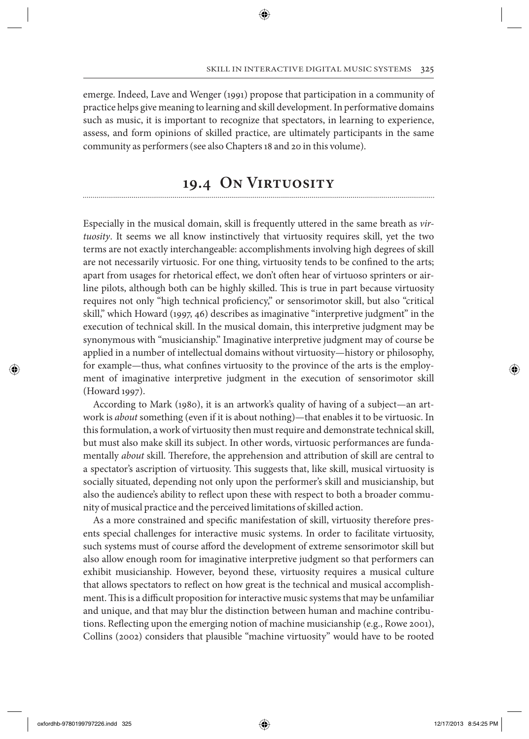emerge. Indeed, Lave and Wenger (1991) propose that participation in a community of practice helps give meaning to learning and skill development. In performative domains such as music, it is important to recognize that spectators, in learning to experience, assess, and form opinions of skilled practice, are ultimately participants in the same community as performers (see also Chapters 18 and 20 in this volume).

## 19.4 On Virtuosity

Especially in the musical domain, skill is frequently uttered in the same breath as *virtuosity*. It seems we all know instinctively that virtuosity requires skill, yet the two terms are not exactly interchangeable: accomplishments involving high degrees of skill are not necessarily virtuosic. For one thing, virtuosity tends to be confined to the arts; apart from usages for rhetorical effect, we don't often hear of virtuoso sprinters or airline pilots, although both can be highly skilled. This is true in part because virtuosity requires not only "high technical proficiency," or sensorimotor skill, but also "critical skill," which Howard (1997, 46) describes as imaginative "interpretive judgment" in the execution of technical skill. In the musical domain, this interpretive judgment may be synonymous with "musicianship." Imaginative interpretive judgment may of course be applied in a number of intellectual domains without virtuosity—history or philosophy, for example—thus, what confines virtuosity to the province of the arts is the employment of imaginative interpretive judgment in the execution of sensorimotor skill (Howard 1997).

According to Mark (1980), it is an artwork's quality of having of a subject—an artwork is *about* something (even if it is about nothing)—that enables it to be virtuosic. In this formulation, a work of virtuosity then must require and demonstrate technical skill, but must also make skill its subject. In other words, virtuosic performances are fundamentally *about* skill. Therefore, the apprehension and attribution of skill are central to a spectator's ascription of virtuosity. This suggests that, like skill, musical virtuosity is socially situated, depending not only upon the performer's skill and musicianship, but also the audience's ability to reflect upon these with respect to both a broader community of musical practice and the perceived limitations of skilled action.

As a more constrained and specific manifestation of skill, virtuosity therefore presents special challenges for interactive music systems. In order to facilitate virtuosity, such systems must of course afford the development of extreme sensorimotor skill but also allow enough room for imaginative interpretive judgment so that performers can exhibit musicianship. However, beyond these, virtuosity requires a musical culture that allows spectators to reflect on how great is the technical and musical accomplishment. This is a difficult proposition for interactive music systems that may be unfamiliar and unique, and that may blur the distinction between human and machine contributions. Reflecting upon the emerging notion of machine musicianship (e.g., Rowe 2001), Collins (2002) considers that plausible "machine virtuosity" would have to be rooted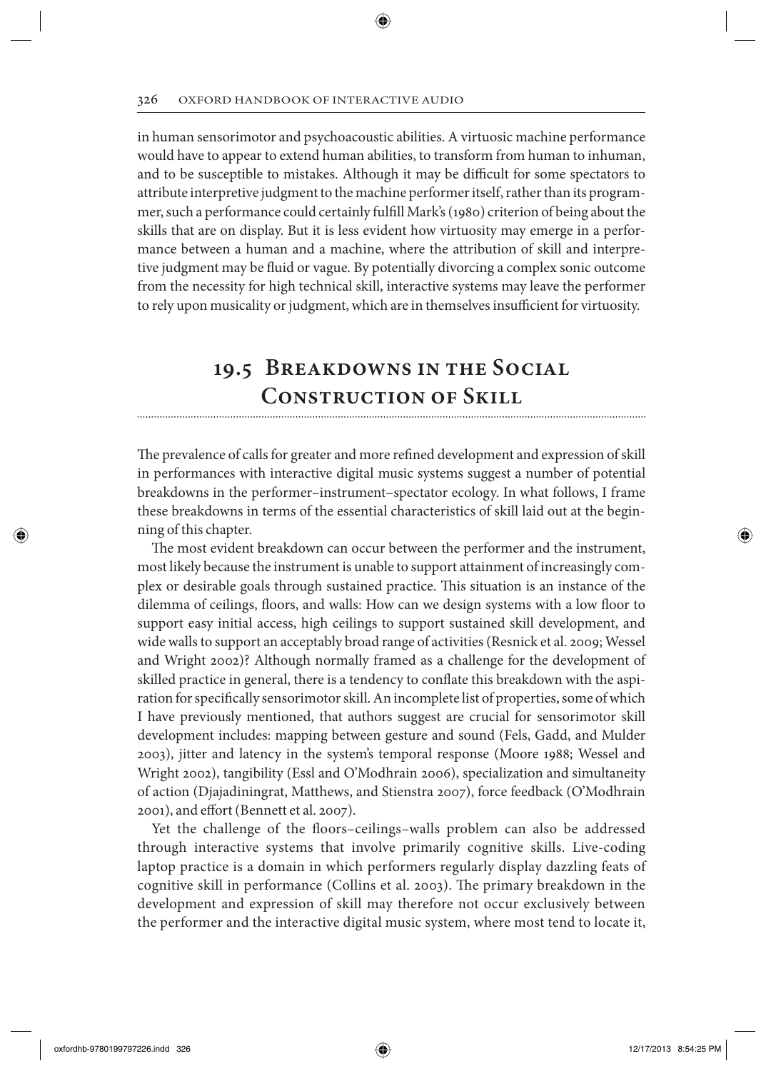in human sensorimotor and psychoacoustic abilities. A virtuosic machine performance would have to appear to extend human abilities, to transform from human to inhuman, and to be susceptible to mistakes. Although it may be difficult for some spectators to attribute interpretive judgment to the machine performer itself, rather than its programmer, such a performance could certainly fulfill Mark's (1980) criterion of being about the skills that are on display. But it is less evident how virtuosity may emerge in a performance between a human and a machine, where the attribution of skill and interpretive judgment may be fluid or vague. By potentially divorcing a complex sonic outcome from the necessity for high technical skill, interactive systems may leave the performer to rely upon musicality or judgment, which are in themselves insufficient for virtuosity.

## 19.5 Breakdowns in the Social Construction of Skill

The prevalence of calls for greater and more refined development and expression of skill in performances with interactive digital music systems suggest a number of potential breakdowns in the performer–instrument–spectator ecology. In what follows, I frame these breakdowns in terms of the essential characteristics of skill laid out at the beginning of this chapter.

The most evident breakdown can occur between the performer and the instrument, most likely because the instrument is unable to support attainment of increasingly complex or desirable goals through sustained practice. This situation is an instance of the dilemma of ceilings, floors, and walls: How can we design systems with a low floor to support easy initial access, high ceilings to support sustained skill development, and wide walls to support an acceptably broad range of activities (Resnick et al. 2009; Wessel and Wright 2002)? Although normally framed as a challenge for the development of skilled practice in general, there is a tendency to conflate this breakdown with the aspiration for specifically sensorimotor skill. An incomplete list of properties, some of which I have previously mentioned, that authors suggest are crucial for sensorimotor skill development includes: mapping between gesture and sound (Fels, Gadd, and Mulder 2003), jitter and latency in the system's temporal response (Moore 1988; Wessel and Wright 2002), tangibility (Essl and O'Modhrain 2006), specialization and simultaneity of action (Djajadiningrat, Matthews, and Stienstra 2007), force feedback (O'Modhrain 2001), and effort (Bennett et al. 2007).

Yet the challenge of the floors–ceilings–walls problem can also be addressed through interactive systems that involve primarily cognitive skills. Live-coding laptop practice is a domain in which performers regularly display dazzling feats of cognitive skill in performance (Collins et al. 2003). The primary breakdown in the development and expression of skill may therefore not occur exclusively between the performer and the interactive digital music system, where most tend to locate it,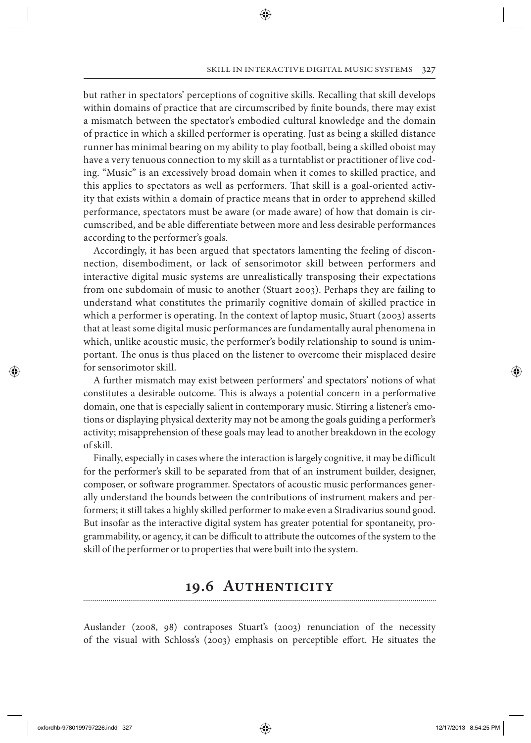but rather in spectators' perceptions of cognitive skills. Recalling that skill develops within domains of practice that are circumscribed by finite bounds, there may exist a mismatch between the spectator's embodied cultural knowledge and the domain of practice in which a skilled performer is operating. Just as being a skilled distance runner has minimal bearing on my ability to play football, being a skilled oboist may have a very tenuous connection to my skill as a turntablist or practitioner of live coding. "Music" is an excessively broad domain when it comes to skilled practice, and this applies to spectators as well as performers. That skill is a goal-oriented activity that exists within a domain of practice means that in order to apprehend skilled performance, spectators must be aware (or made aware) of how that domain is circumscribed, and be able differentiate between more and less desirable performances according to the performer's goals.

Accordingly, it has been argued that spectators lamenting the feeling of disconnection, disembodiment, or lack of sensorimotor skill between performers and interactive digital music systems are unrealistically transposing their expectations from one subdomain of music to another (Stuart 2003). Perhaps they are failing to understand what constitutes the primarily cognitive domain of skilled practice in which a performer is operating. In the context of laptop music, Stuart (2003) asserts that at least some digital music performances are fundamentally aural phenomena in which, unlike acoustic music, the performer's bodily relationship to sound is unimportant. The onus is thus placed on the listener to overcome their misplaced desire for sensorimotor skill.

A further mismatch may exist between performers' and spectators' notions of what constitutes a desirable outcome. This is always a potential concern in a performative domain, one that is especially salient in contemporary music. Stirring a listener's emotions or displaying physical dexterity may not be among the goals guiding a performer's activity; misapprehension of these goals may lead to another breakdown in the ecology of skill.

Finally, especially in cases where the interaction is largely cognitive, it may be difficult for the performer's skill to be separated from that of an instrument builder, designer, composer, or software programmer. Spectators of acoustic music performances generally understand the bounds between the contributions of instrument makers and performers; it still takes a highly skilled performer to make even a Stradivarius sound good. But insofar as the interactive digital system has greater potential for spontaneity, programmability, or agency, it can be difficult to attribute the outcomes of the system to the skill of the performer or to properties that were built into the system.

## 19.6 Authenticity

Auslander (2008, 98) contraposes Stuart's (2003) renunciation of the necessity of the visual with Schloss's (2003) emphasis on perceptible effort. He situates the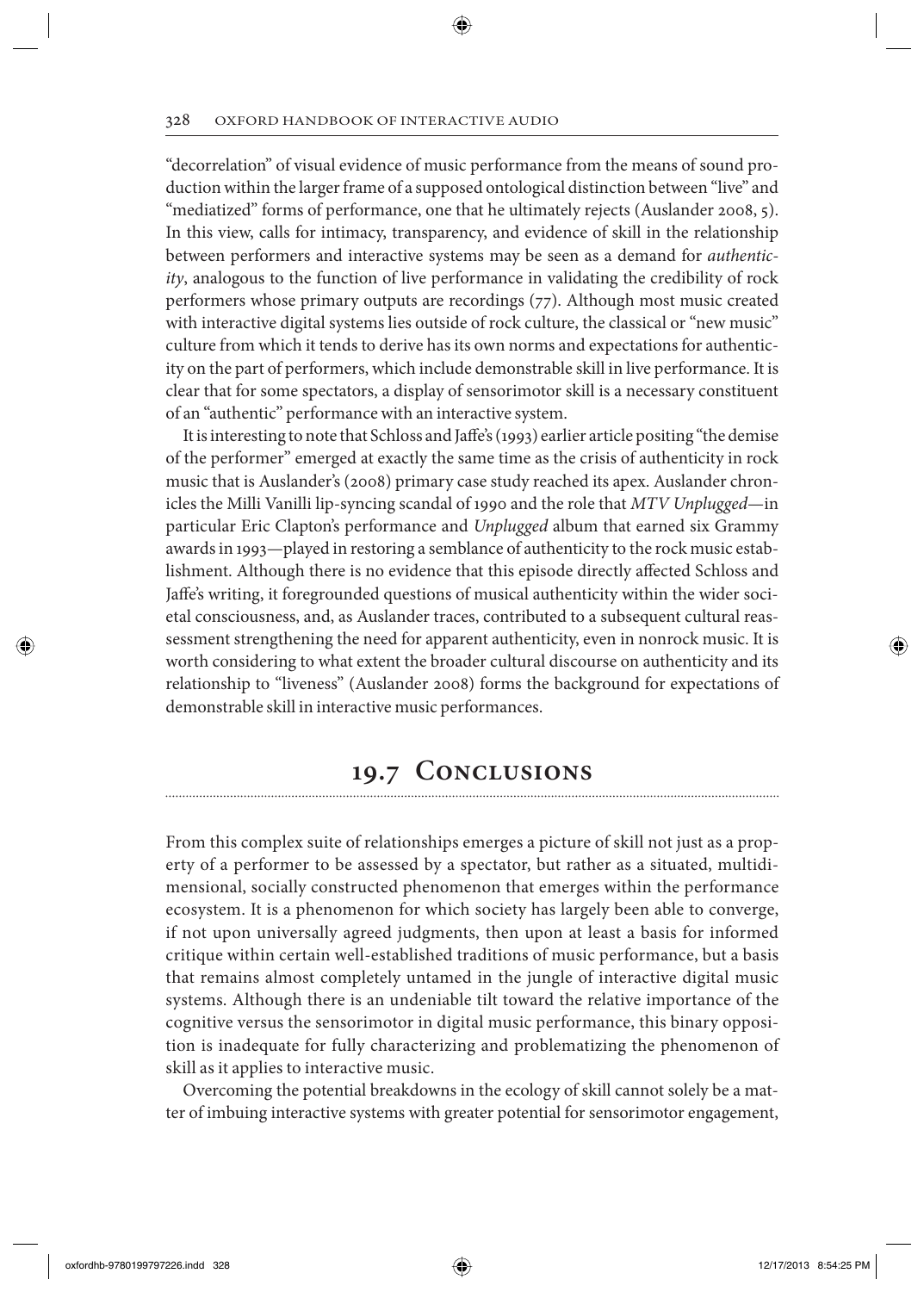"decorrelation" of visual evidence of music performance from the means of sound production within the larger frame of a supposed ontological distinction between "live" and "mediatized" forms of performance, one that he ultimately rejects (Auslander 2008, 5). In this view, calls for intimacy, transparency, and evidence of skill in the relationship between performers and interactive systems may be seen as a demand for *authenticity*, analogous to the function of live performance in validating the credibility of rock performers whose primary outputs are recordings (77). Although most music created with interactive digital systems lies outside of rock culture, the classical or "new music" culture from which it tends to derive has its own norms and expectations for authenticity on the part of performers, which include demonstrable skill in live performance. It is clear that for some spectators, a display of sensorimotor skill is a necessary constituent of an "authentic" performance with an interactive system.

It is interesting to note that Schloss and Jaffe's (1993) earlier article positing "the demise of the performer" emerged at exactly the same time as the crisis of authenticity in rock music that is Auslander's (2008) primary case study reached its apex. Auslander chronicles the Milli Vanilli lip-syncing scandal of 1990 and the role that *MTV Unplugged*—in particular Eric Clapton's performance and *Unplugged* album that earned six Grammy awards in 1993—played in restoring a semblance of authenticity to the rock music establishment. Although there is no evidence that this episode directly affected Schloss and Jaffe's writing, it foregrounded questions of musical authenticity within the wider societal consciousness, and, as Auslander traces, contributed to a subsequent cultural reassessment strengthening the need for apparent authenticity, even in nonrock music. It is worth considering to what extent the broader cultural discourse on authenticity and its relationship to "liveness" (Auslander 2008) forms the background for expectations of demonstrable skill in interactive music performances.

## 19.7 Conclusions

From this complex suite of relationships emerges a picture of skill not just as a property of a performer to be assessed by a spectator, but rather as a situated, multidimensional, socially constructed phenomenon that emerges within the performance ecosystem. It is a phenomenon for which society has largely been able to converge, if not upon universally agreed judgments, then upon at least a basis for informed critique within certain well-established traditions of music performance, but a basis that remains almost completely untamed in the jungle of interactive digital music systems. Although there is an undeniable tilt toward the relative importance of the cognitive versus the sensorimotor in digital music performance, this binary opposition is inadequate for fully characterizing and problematizing the phenomenon of skill as it applies to interactive music.

Overcoming the potential breakdowns in the ecology of skill cannot solely be a matter of imbuing interactive systems with greater potential for sensorimotor engagement,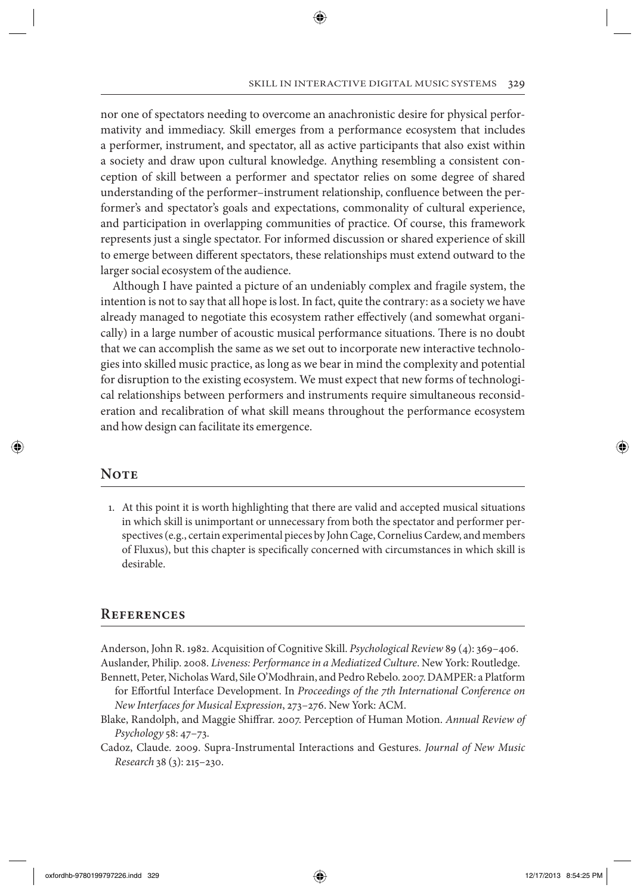nor one of spectators needing to overcome an anachronistic desire for physical performativity and immediacy. Skill emerges from a performance ecosystem that includes a performer, instrument, and spectator, all as active participants that also exist within a society and draw upon cultural knowledge. Anything resembling a consistent conception of skill between a performer and spectator relies on some degree of shared understanding of the performer–instrument relationship, confluence between the performer's and spectator's goals and expectations, commonality of cultural experience, and participation in overlapping communities of practice. Of course, this framework represents just a single spectator. For informed discussion or shared experience of skill to emerge between different spectators, these relationships must extend outward to the larger social ecosystem of the audience.

Although I have painted a picture of an undeniably complex and fragile system, the intention is not to say that all hope is lost. In fact, quite the contrary: as a society we have already managed to negotiate this ecosystem rather effectively (and somewhat organically) in a large number of acoustic musical performance situations. There is no doubt that we can accomplish the same as we set out to incorporate new interactive technologies into skilled music practice, as long as we bear in mind the complexity and potential for disruption to the existing ecosystem. We must expect that new forms of technological relationships between performers and instruments require simultaneous reconsideration and recalibration of what skill means throughout the performance ecosystem and how design can facilitate its emergence.

## Note

1. At this point it is worth highlighting that there are valid and accepted musical situations in which skill is unimportant or unnecessary from both the spectator and performer perspectives (e.g., certain experimental pieces by John Cage, Cornelius Cardew, and members of Fluxus), but this chapter is specifically concerned with circumstances in which skill is desirable.

## References

Anderson, John R. 1982. Acquisition of Cognitive Skill. *Psychological Review* 89 (4): 369–406.

Auslander, Philip. 2008. *Liveness: Performance in a Mediatized Culture*. New York: Routledge.

Bennett, Peter, Nicholas Ward, Sile O'Modhrain, and Pedro Rebelo. 2007. DAMPER: a Platform for Effortful Interface Development. In *Proceedings of the 7th International Conference on New Interfaces for Musical Expression*, 273–276. New York: ACM.

Blake, Randolph, and Maggie Shiffrar. 2007. Perception of Human Motion. *Annual Review of Psychology* 58: 47–73.

Cadoz, Claude. 2009. Supra-Instrumental Interactions and Gestures. *Journal of New Music Research* 38 (3): 215–230.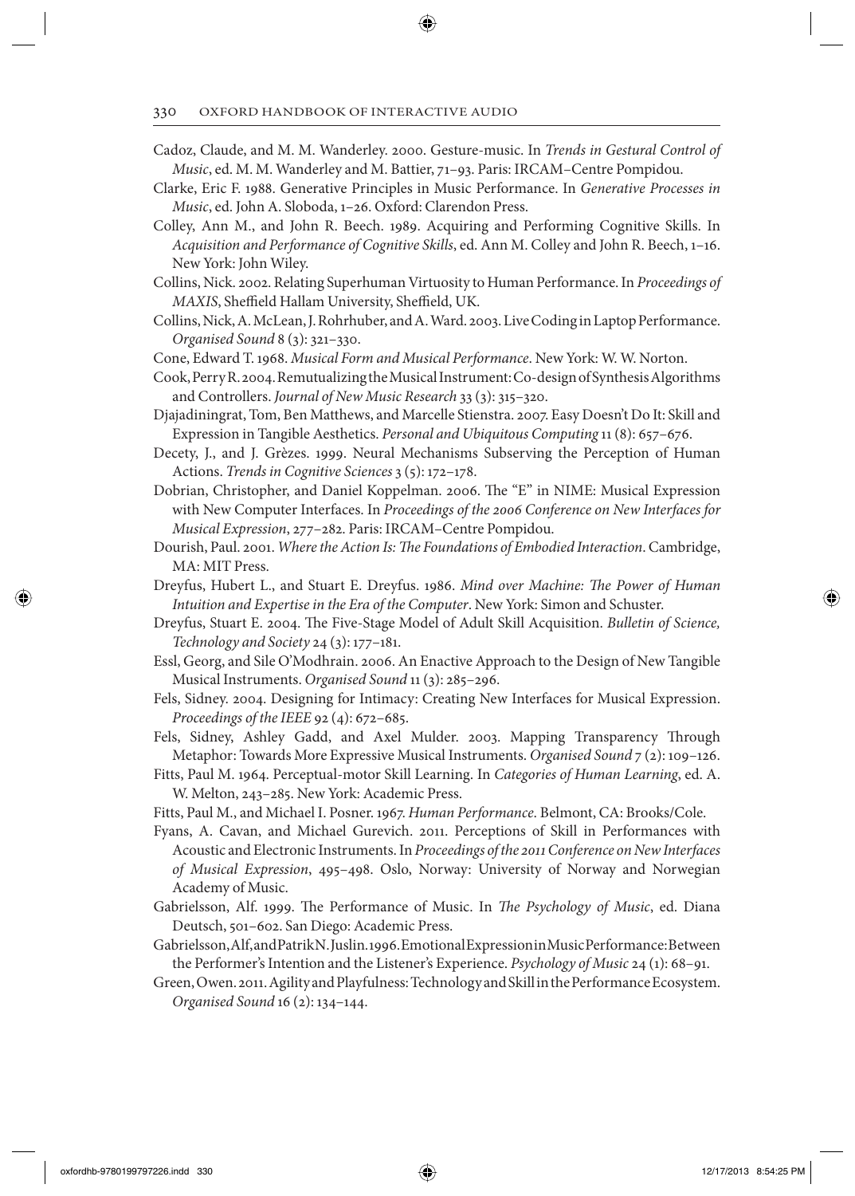Cadoz, Claude, and M. M. Wanderley. 2000. Gesture-music. In *Trends in Gestural Control of Music*, ed. M. M. Wanderley and M. Battier, 71–93. Paris: IRCAM–Centre Pompidou.

Clarke, Eric F. 1988. Generative Principles in Music Performance. In *Generative Processes in Music*, ed. John A. Sloboda, 1–26. Oxford: Clarendon Press.

Colley, Ann M., and John R. Beech. 1989. Acquiring and Performing Cognitive Skills. In *Acquisition and Performance of Cognitive Skills*, ed. Ann M. Colley and John R. Beech, 1–16. New York: John Wiley.

Collins, Nick. 2002. Relating Superhuman Virtuosity to Human Performance. In *Proceedings of MAXIS*, Sheffield Hallam University, Sheffield, UK.

Collins, Nick, A. McLean, J. Rohrhuber, and A. Ward. 2003. Live Coding in Laptop Performance. *Organised Sound* 8 (3): 321–330.

Cone, Edward T. 1968. *Musical Form and Musical Performance*. New York: W. W. Norton.

Cook, Perry R. 2004. Remutualizing the Musical Instrument: Co-design of Synthesis Algorithms and Controllers. *Journal of New Music Research* 33 (3): 315–320.

Djajadiningrat, Tom, Ben Matthews, and Marcelle Stienstra. 2007. Easy Doesn't Do It: Skill and Expression in Tangible Aesthetics. *Personal and Ubiquitous Computing* 11 (8): 657–676.

Decety, J., and J. Grèzes. 1999. Neural Mechanisms Subserving the Perception of Human Actions. *Trends in Cognitive Sciences* 3 (5): 172–178.

Dobrian, Christopher, and Daniel Koppelman. 2006. The "E" in NIME: Musical Expression with New Computer Interfaces. In *Proceedings of the 2006 Conference on New Interfaces for Musical Expression*, 277–282. Paris: IRCAM–Centre Pompidou.

Dourish, Paul. 2001. *Where the Action Is: The Foundations of Embodied Interaction*. Cambridge, MA: MIT Press.

Dreyfus, Hubert L., and Stuart E. Dreyfus. 1986. *Mind over Machine: The Power of Human Intuition and Expertise in the Era of the Computer*. New York: Simon and Schuster.

Dreyfus, Stuart E. 2004. The Five-Stage Model of Adult Skill Acquisition. *Bulletin of Science, Technology and Society* 24 (3): 177–181.

Essl, Georg, and Sile O'Modhrain. 2006. An Enactive Approach to the Design of New Tangible Musical Instruments. *Organised Sound* 11 (3): 285–296.

Fels, Sidney. 2004. Designing for Intimacy: Creating New Interfaces for Musical Expression. *Proceedings of the IEEE* 92 (4): 672–685.

Fels, Sidney, Ashley Gadd, and Axel Mulder. 2003. Mapping Transparency Through Metaphor: Towards More Expressive Musical Instruments. *Organised Sound* 7 (2): 109–126.

Fitts, Paul M. 1964. Perceptual-motor Skill Learning. In *Categories of Human Learning*, ed. A. W. Melton, 243–285. New York: Academic Press.

Fitts, Paul M., and Michael I. Posner. 1967. *Human Performance*. Belmont, CA: Brooks/Cole.

Fyans, A. Cavan, and Michael Gurevich. 2011. Perceptions of Skill in Performances with Acoustic and Electronic Instruments. In *Proceedings of the 2011 Conference on New Interfaces of Musical Expression*, 495–498. Oslo, Norway: University of Norway and Norwegian Academy of Music.

Gabrielsson, Alf. 1999. The Performance of Music. In *The Psychology of Music*, ed. Diana Deutsch, 501–602. San Diego: Academic Press.

Gabrielsson, Alf, and Patrik N. Juslin. 1996. Emotional Expression in Music Performance: Between the Performer's Intention and the Listener's Experience. *Psychology of Music* 24 (1): 68–91.

Green, Owen. 2011. Agility and Playfulness: Technology and Skill in the Performance Ecosystem. *Organised Sound* 16 (2): 134–144.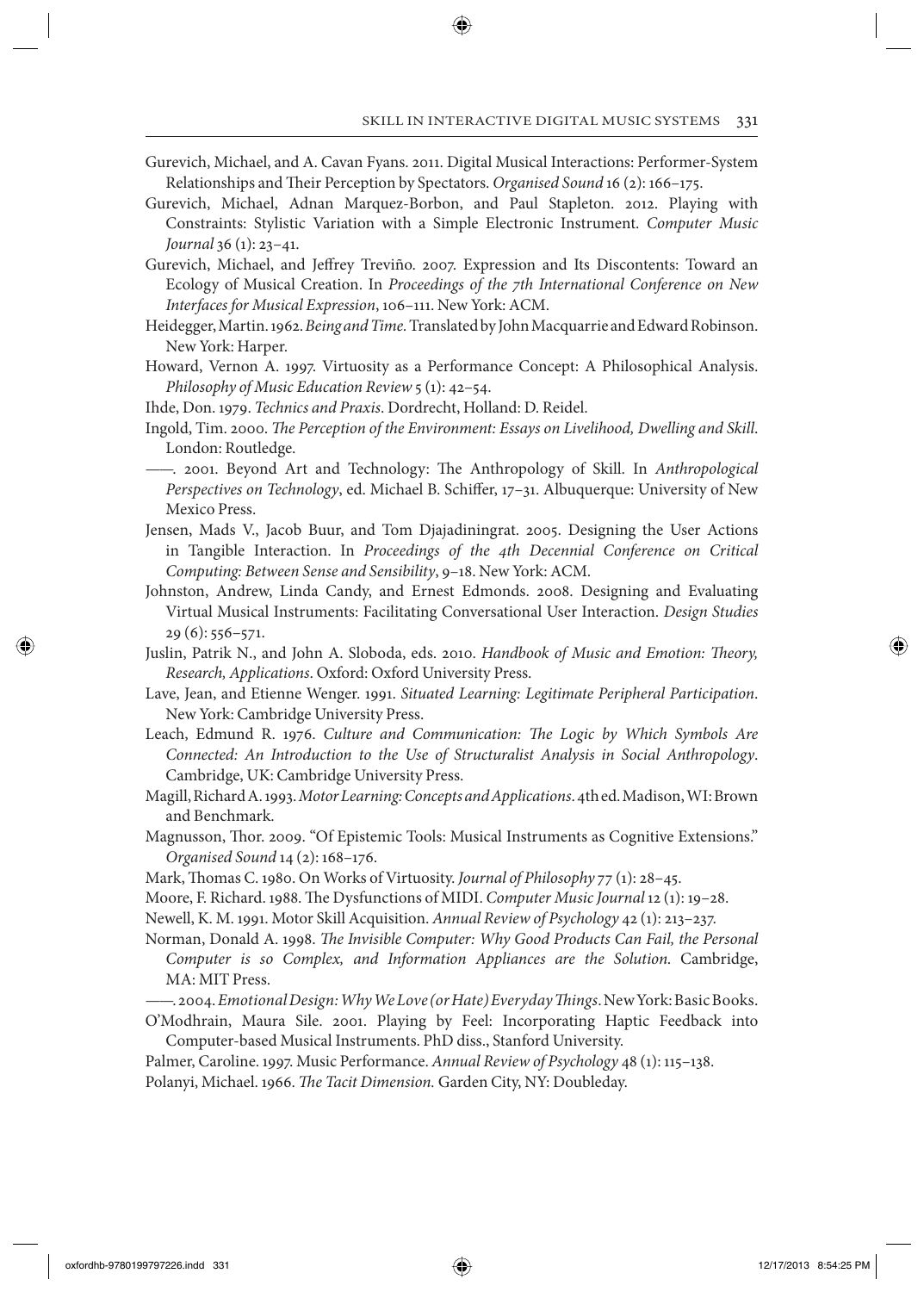Gurevich, Michael, and A. Cavan Fyans. 2011. Digital Musical Interactions: Performer-System Relationships and Their Perception by Spectators. *Organised Sound* 16 (2): 166–175.

Gurevich, Michael, Adnan Marquez-Borbon, and Paul Stapleton. 2012. Playing with Constraints: Stylistic Variation with a Simple Electronic Instrument. *Computer Music Journal* 36 (1): 23–41.

Gurevich, Michael, and Jeffrey Treviño. 2007. Expression and Its Discontents: Toward an Ecology of Musical Creation. In *Proceedings of the 7th International Conference on New Interfaces for Musical Expression*, 106–111. New York: ACM.

Heidegger, Martin. 1962. *Being and Time.* Translated by John Macquarrie and Edward Robinson. New York: Harper.

Howard, Vernon A. 1997. Virtuosity as a Performance Concept: A Philosophical Analysis. *Philosophy of Music Education Review* 5 (1): 42–54.

Ihde, Don. 1979. *Technics and Praxis*. Dordrecht, Holland: D. Reidel.

Ingold, Tim. 2000. *The Perception of the Environment: Essays on Livelihood, Dwelling and Skill*. London: Routledge.

——. 2001. Beyond Art and Technology: The Anthropology of Skill. In *Anthropological Perspectives on Technology*, ed. Michael B. Schiffer, 17–31. Albuquerque: University of New Mexico Press.

Jensen, Mads V., Jacob Buur, and Tom Djajadiningrat. 2005. Designing the User Actions in Tangible Interaction. In *Proceedings of the 4th Decennial Conference on Critical Computing: Between Sense and Sensibility*, 9–18. New York: ACM.

Johnston, Andrew, Linda Candy, and Ernest Edmonds. 2008. Designing and Evaluating Virtual Musical Instruments: Facilitating Conversational User Interaction. *Design Studies* 29 (6): 556–571.

Juslin, Patrik N., and John A. Sloboda, eds. 2010. *Handbook of Music and Emotion: Theory, Research, Applications*. Oxford: Oxford University Press.

Lave, Jean, and Etienne Wenger. 1991. *Situated Learning: Legitimate Peripheral Participation*. New York: Cambridge University Press.

Leach, Edmund R. 1976. *Culture and Communication: The Logic by Which Symbols Are Connected: An Introduction to the Use of Structuralist Analysis in Social Anthropology*. Cambridge, UK: Cambridge University Press.

Magill, Richard A. 1993. *Motor Learning: Concepts and Applications*. 4th ed. Madison, WI: Brown and Benchmark.

Magnusson, Thor. 2009. "Of Epistemic Tools: Musical Instruments as Cognitive Extensions." *Organised Sound* 14 (2): 168–176.

Mark, Thomas C. 1980. On Works of Virtuosity. *Journal of Philosophy* 77 (1): 28–45.

Moore, F. Richard. 1988. The Dysfunctions of MIDI. *Computer Music Journal* 12 (1): 19–28.

Newell, K. M. 1991. Motor Skill Acquisition. *Annual Review of Psychology* 42 (1): 213–237.

Norman, Donald A. 1998. *The Invisible Computer: Why Good Products Can Fail, the Personal Computer is so Complex, and Information Appliances are the Solution.* Cambridge, MA: MIT Press.

——. 2004. *Emotional Design: Why We Love (or Hate) Everyday Things*. New York: Basic Books.

O'Modhrain, Maura Sile. 2001. Playing by Feel: Incorporating Haptic Feedback into Computer-based Musical Instruments. PhD diss., Stanford University.

Palmer, Caroline. 1997. Music Performance. *Annual Review of Psychology* 48 (1): 115–138.

Polanyi, Michael. 1966. *The Tacit Dimension.* Garden City, NY: Doubleday.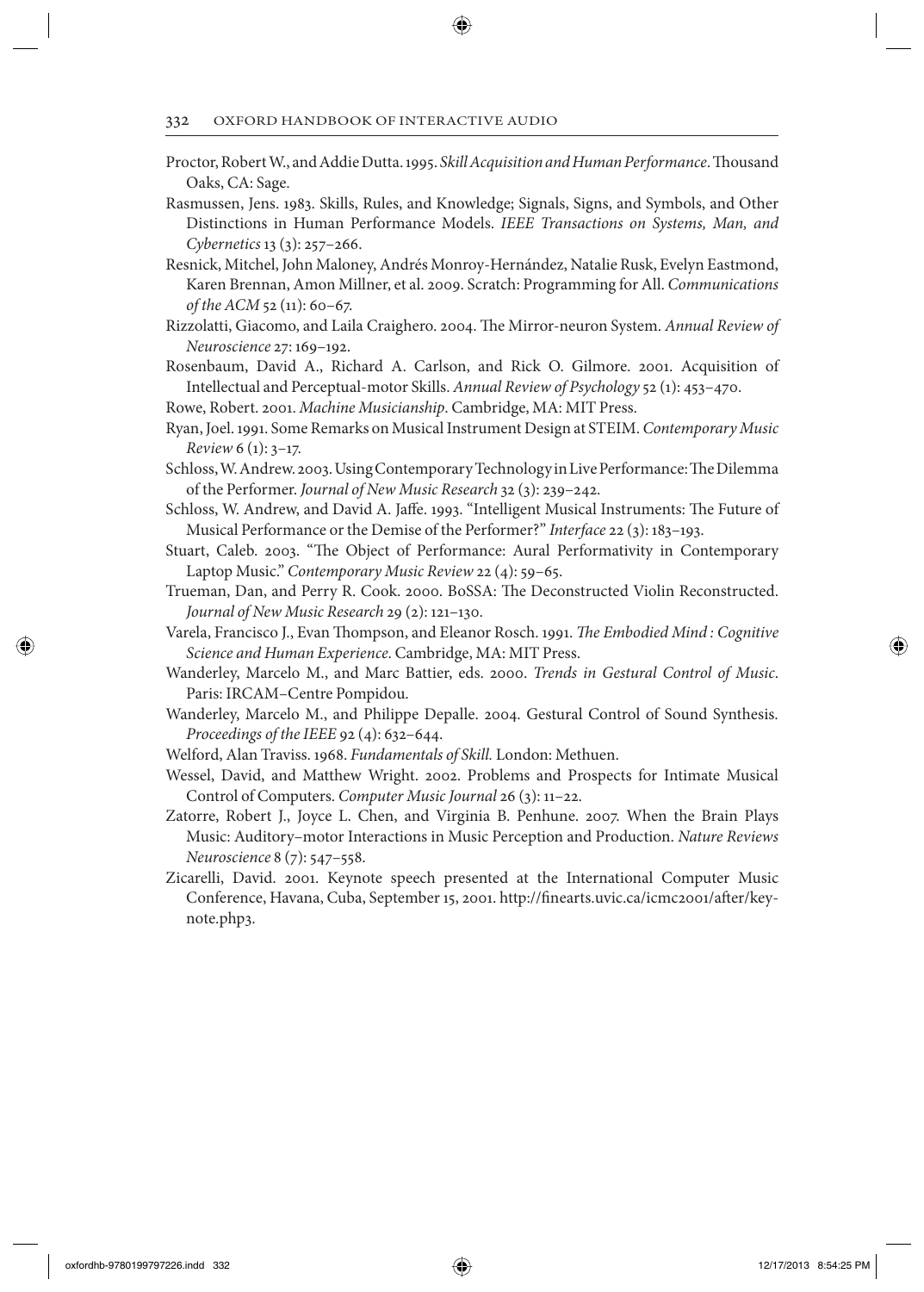Proctor, Robert W., and Addie Dutta. 1995. *Skill Acquisition and Human Performance*. Thousand Oaks, CA: Sage.

Rasmussen, Jens. 1983. Skills, Rules, and Knowledge; Signals, Signs, and Symbols, and Other Distinctions in Human Performance Models. *IEEE Transactions on Systems, Man, and Cybernetics* 13 (3): 257–266.

Resnick, Mitchel, John Maloney, Andrés Monroy-Hernández, Natalie Rusk, Evelyn Eastmond, Karen Brennan, Amon Millner, et al. 2009. Scratch: Programming for All. *Communications of the ACM* 52 (11): 60–67.

Rizzolatti, Giacomo, and Laila Craighero. 2004. The Mirror-neuron System. *Annual Review of Neuroscience* 27: 169–192.

Rosenbaum, David A., Richard A. Carlson, and Rick O. Gilmore. 2001. Acquisition of Intellectual and Perceptual-motor Skills. *Annual Review of Psychology* 52 (1): 453–470.

Rowe, Robert. 2001. *Machine Musicianship*. Cambridge, MA: MIT Press.

Ryan, Joel. 1991. Some Remarks on Musical Instrument Design at STEIM. *Contemporary Music Review* 6 (1): 3–17.

Schloss, W. Andrew. 2003. Using Contemporary Technology in Live Performance: The Dilemma of the Performer. *Journal of New Music Research* 32 (3): 239–242.

Schloss, W. Andrew, and David A. Jaffe. 1993. "Intelligent Musical Instruments: The Future of Musical Performance or the Demise of the Performer?" *Interface* 22 (3): 183–193.

Stuart, Caleb. 2003. "The Object of Performance: Aural Performativity in Contemporary Laptop Music." *Contemporary Music Review* 22 (4): 59–65.

Trueman, Dan, and Perry R. Cook. 2000. BoSSA: The Deconstructed Violin Reconstructed. *Journal of New Music Research* 29 (2): 121–130.

Varela, Francisco J., Evan Thompson, and Eleanor Rosch. 1991. *The Embodied Mind : Cognitive Science and Human Experience*. Cambridge, MA: MIT Press.

Wanderley, Marcelo M., and Marc Battier, eds. 2000. *Trends in Gestural Control of Music*. Paris: IRCAM–Centre Pompidou.

Wanderley, Marcelo M., and Philippe Depalle. 2004. Gestural Control of Sound Synthesis. *Proceedings of the IEEE* 92 (4): 632–644.

Welford, Alan Traviss. 1968. *Fundamentals of Skill.* London: Methuen.

Wessel, David, and Matthew Wright. 2002. Problems and Prospects for Intimate Musical Control of Computers. *Computer Music Journal* 26 (3): 11–22.

Zatorre, Robert J., Joyce L. Chen, and Virginia B. Penhune. 2007. When the Brain Plays Music: Auditory–motor Interactions in Music Perception and Production. *Nature Reviews Neuroscience* 8 (7): 547–558.

Zicarelli, David. 2001. Keynote speech presented at the International Computer Music Conference, Havana, Cuba, September 15, 2001. http://finearts.uvic.ca/icmc2001/after/keynote.php3.